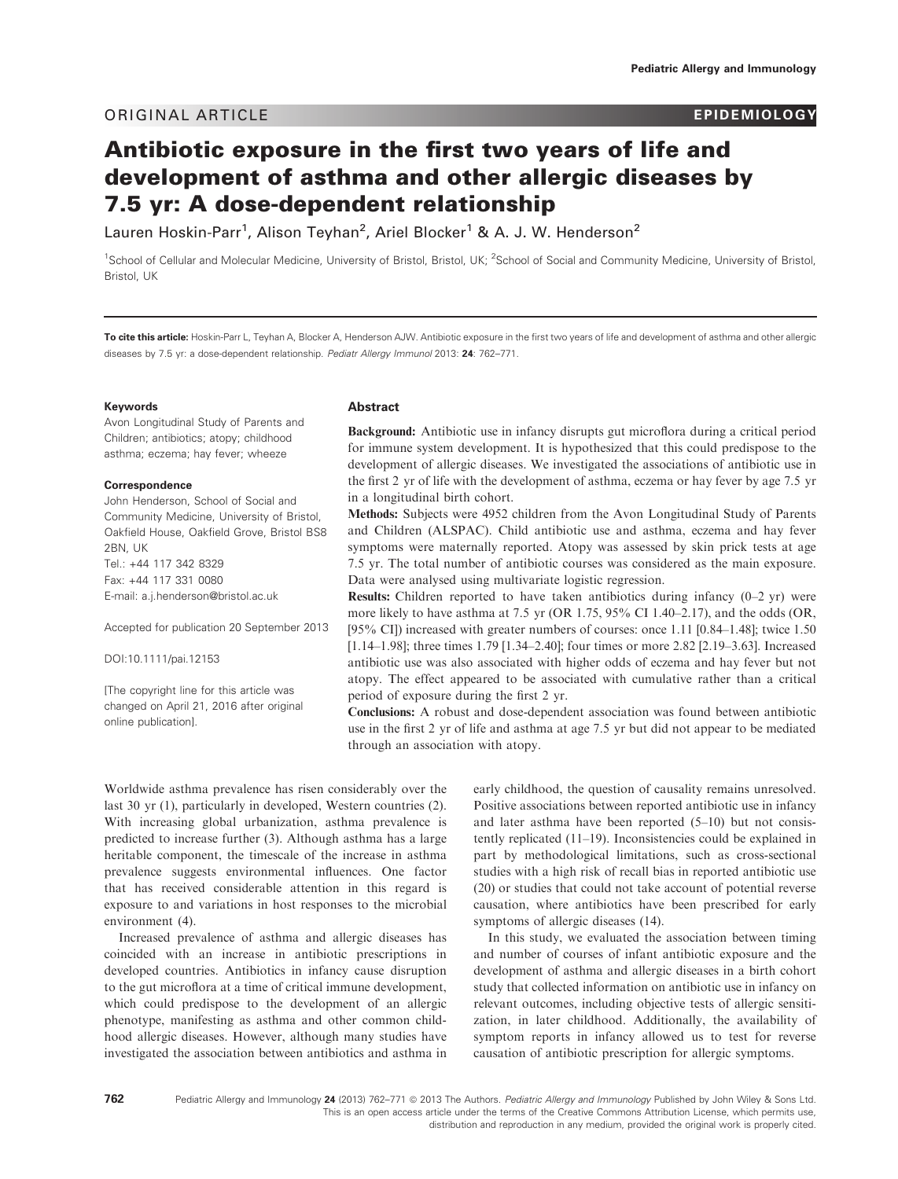ORIGINAL ARTICLE

EPIDEMIOLOGY

# Antibiotic exposure in the first two years of life and development of asthma and other allergic diseases by 7.5 yr: A dose-dependent relationship

Lauren Hoskin-Parr[1], Alison Teyhan[2], Ariel Blocker[1] & A. J. W. Henderson[2]

[1]School of Cellular and Molecular Medicine, University of Bristol, Bristol, UK; [2]School of Social and Community Medicine, University of Bristol, Bristol, UK

**To cite this article:** Hoskin-Parr L, Teyhan A, Blocker A, Henderson AJW. Antibiotic exposure in the first two years of life and development of asthma and other allergic diseases by 7.5 yr: a dose-dependent relationship. *Pediatr Allergy Immunol* 2013: **24**: 762–771.

**Keywords**

Avon Longitudinal Study of Parents and Children; antibiotics; atopy; childhood asthma; eczema; hay fever; wheeze

**Correspondence**

John Henderson, School of Social and Community Medicine, University of Bristol, Oakfield House, Oakfield Grove, Bristol BS8 2BN, UK
Tel.: +44 117 342 8329
Fax: +44 117 331 0080
E-mail: a.j.henderson@bristol.ac.uk

Accepted for publication 20 September 2013

DOI:10.1111/pai.12153

[The copyright line for this article was changed on April 21, 2016 after original online publication].

## Abstract

**Background:** Antibiotic use in infancy disrupts gut microflora during a critical period for immune system development. It is hypothesized that this could predispose to the development of allergic diseases. We investigated the associations of antibiotic use in the first 2 yr of life with the development of asthma, eczema or hay fever by age 7.5 yr in a longitudinal birth cohort.

**Methods:** Subjects were 4952 children from the Avon Longitudinal Study of Parents and Children (ALSPAC). Child antibiotic use and asthma, eczema and hay fever symptoms were maternally reported. Atopy was assessed by skin prick tests at age 7.5 yr. The total number of antibiotic courses was considered as the main exposure. Data were analysed using multivariate logistic regression.

**Results:** Children reported to have taken antibiotics during infancy (0–2 yr) were more likely to have asthma at 7.5 yr (OR 1.75, 95% CI 1.40–2.17), and the odds (OR, [95% CI]) increased with greater numbers of courses: once 1.11 [0.84–1.48]; twice 1.50 [1.14–1.98]; three times 1.79 [1.34–2.40]; four times or more 2.82 [2.19–3.63]. Increased antibiotic use was also associated with higher odds of eczema and hay fever but not atopy. The effect appeared to be associated with cumulative rather than a critical period of exposure during the first 2 yr.

**Conclusions:** A robust and dose-dependent association was found between antibiotic use in the first 2 yr of life and asthma at age 7.5 yr but did not appear to be mediated through an association with atopy.

Worldwide asthma prevalence has risen considerably over the last 30 yr (1), particularly in developed, Western countries (2). With increasing global urbanization, asthma prevalence is predicted to increase further (3). Although asthma has a large heritable component, the timescale of the increase in asthma prevalence suggests environmental influences. One factor that has received considerable attention in this regard is exposure to and variations in host responses to the microbial environment (4).

Increased prevalence of asthma and allergic diseases has coincided with an increase in antibiotic prescriptions in developed countries. Antibiotics in infancy cause disruption to the gut microflora at a time of critical immune development, which could predispose to the development of an allergic phenotype, manifesting as asthma and other common childhood allergic diseases. However, although many studies have investigated the association between antibiotics and asthma in early childhood, the question of causality remains unresolved. Positive associations between reported antibiotic use in infancy and later asthma have been reported (5–10) but not consistently replicated (11–19). Inconsistencies could be explained in part by methodological limitations, such as cross-sectional studies with a high risk of recall bias in reported antibiotic use (20) or studies that could not take account of potential reverse causation, where antibiotics have been prescribed for early symptoms of allergic diseases (14).

In this study, we evaluated the association between timing and number of courses of infant antibiotic exposure and the development of asthma and allergic diseases in a birth cohort study that collected information on antibiotic use in infancy on relevant outcomes, including objective tests of allergic sensitization, in later childhood. Additionally, the availability of symptom reports in infancy allowed us to test for reverse causation of antibiotic prescription for allergic symptoms.

Pediatric Allergy and Immunology **24** (2013) 762–771 © 2013 The Authors. *Pediatric Allergy and Immunology* Published by John Wiley & Sons Ltd. This is an open access article under the terms of the Creative Commons Attribution License, which permits use, distribution and reproduction in any medium, provided the original work is properly cited.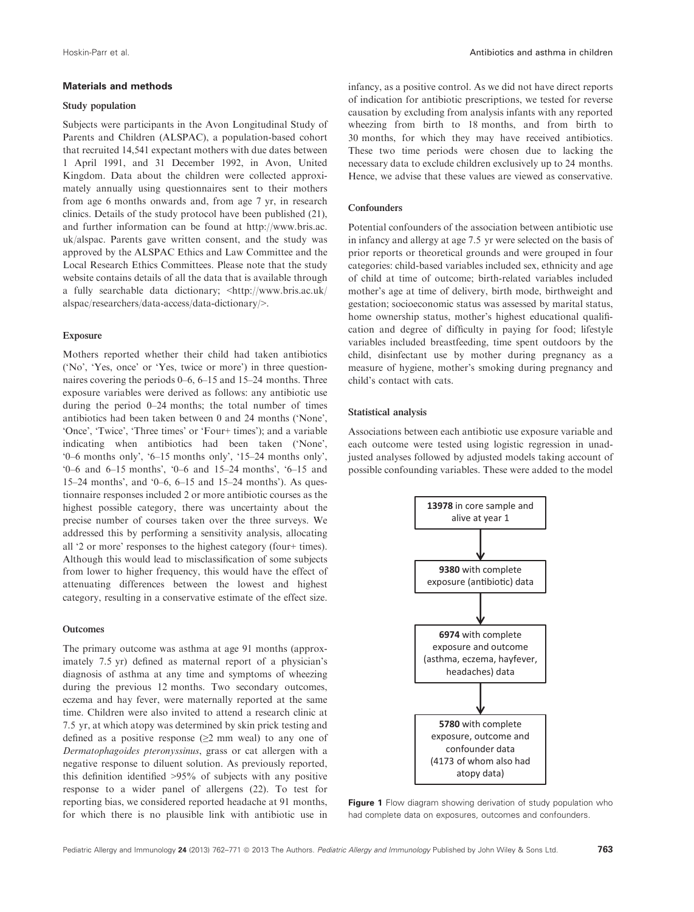## Materials and methods

### Study population

Subjects were participants in the Avon Longitudinal Study of Parents and Children (ALSPAC), a population-based cohort that recruited 14,541 expectant mothers with due dates between 1 April 1991, and 31 December 1992, in Avon, United Kingdom. Data about the children were collected approximately annually using questionnaires sent to their mothers from age 6 months onwards and, from age 7 yr, in research clinics. Details of the study protocol have been published (21), and further information can be found at http://www.bris.ac.uk/alspac. Parents gave written consent, and the study was approved by the ALSPAC Ethics and Law Committee and the Local Research Ethics Committees. Please note that the study website contains details of all the data that is available through a fully searchable data dictionary; <http://www.bris.ac.uk/alspac/researchers/data-access/data-dictionary/>.

### Exposure

Mothers reported whether their child had taken antibiotics ('No', 'Yes, once' or 'Yes, twice or more') in three questionnaires covering the periods 0–6, 6–15 and 15–24 months. Three exposure variables were derived as follows: any antibiotic use during the period 0–24 months; the total number of times antibiotics had been taken between 0 and 24 months ('None', 'Once', 'Twice', 'Three times' or 'Four+ times'); and a variable indicating when antibiotics had been taken ('None', '0–6 months only', '6–15 months only', '15–24 months only', '0–6 and 6–15 months', '0–6 and 15–24 months', '6–15 and 15–24 months', and '0–6, 6–15 and 15–24 months'). As questionnaire responses included 2 or more antibiotic courses as the highest possible category, there was uncertainty about the precise number of courses taken over the three surveys. We addressed this by performing a sensitivity analysis, allocating all '2 or more' responses to the highest category (four+ times). Although this would lead to misclassification of some subjects from lower to higher frequency, this would have the effect of attenuating differences between the lowest and highest category, resulting in a conservative estimate of the effect size.

### Outcomes

The primary outcome was asthma at age 91 months (approximately 7.5 yr) defined as maternal report of a physician's diagnosis of asthma at any time and symptoms of wheezing during the previous 12 months. Two secondary outcomes, eczema and hay fever, were maternally reported at the same time. Children were also invited to attend a research clinic at 7.5 yr, at which atopy was determined by skin prick testing and defined as a positive response (≥2 mm weal) to any one of *Dermatophagoides pteronyssinus*, grass or cat allergen with a negative response to diluent solution. As previously reported, this definition identified >95% of subjects with any positive response to a wider panel of allergens (22). To test for reporting bias, we considered reported headache at 91 months, for which there is no plausible link with antibiotic use in infancy, as a positive control. As we did not have direct reports of indication for antibiotic prescriptions, we tested for reverse causation by excluding from analysis infants with any reported wheezing from birth to 18 months, and from birth to 30 months, for which they may have received antibiotics. These two time periods were chosen due to lacking the necessary data to exclude children exclusively up to 24 months. Hence, we advise that these values are viewed as conservative.

### Confounders

Potential confounders of the association between antibiotic use in infancy and allergy at age 7.5 yr were selected on the basis of prior reports or theoretical grounds and were grouped in four categories: child-based variables included sex, ethnicity and age of child at time of outcome; birth-related variables included mother's age at time of delivery, birth mode, birthweight and gestation; socioeconomic status was assessed by marital status, home ownership status, mother's highest educational qualification and degree of difficulty in paying for food; lifestyle variables included breastfeeding, time spent outdoors by the child, disinfectant use by mother during pregnancy as a measure of hygiene, mother's smoking during pregnancy and child's contact with cats.

### Statistical analysis

Associations between each antibiotic use exposure variable and each outcome were tested using logistic regression in unadjusted analyses followed by adjusted models taking account of possible confounding variables. These were added to the model

**13978** in core sample and alive at year 1

↓

**9380** with complete exposure (antibiotic) data

↓

**6974** with complete exposure and outcome (asthma, eczema, hayfever, headaches) data

↓

**5780** with complete exposure, outcome and confounder data (4173 of whom also had atopy data)

**Figure 1** Flow diagram showing derivation of study population who had complete data on exposures, outcomes and confounders.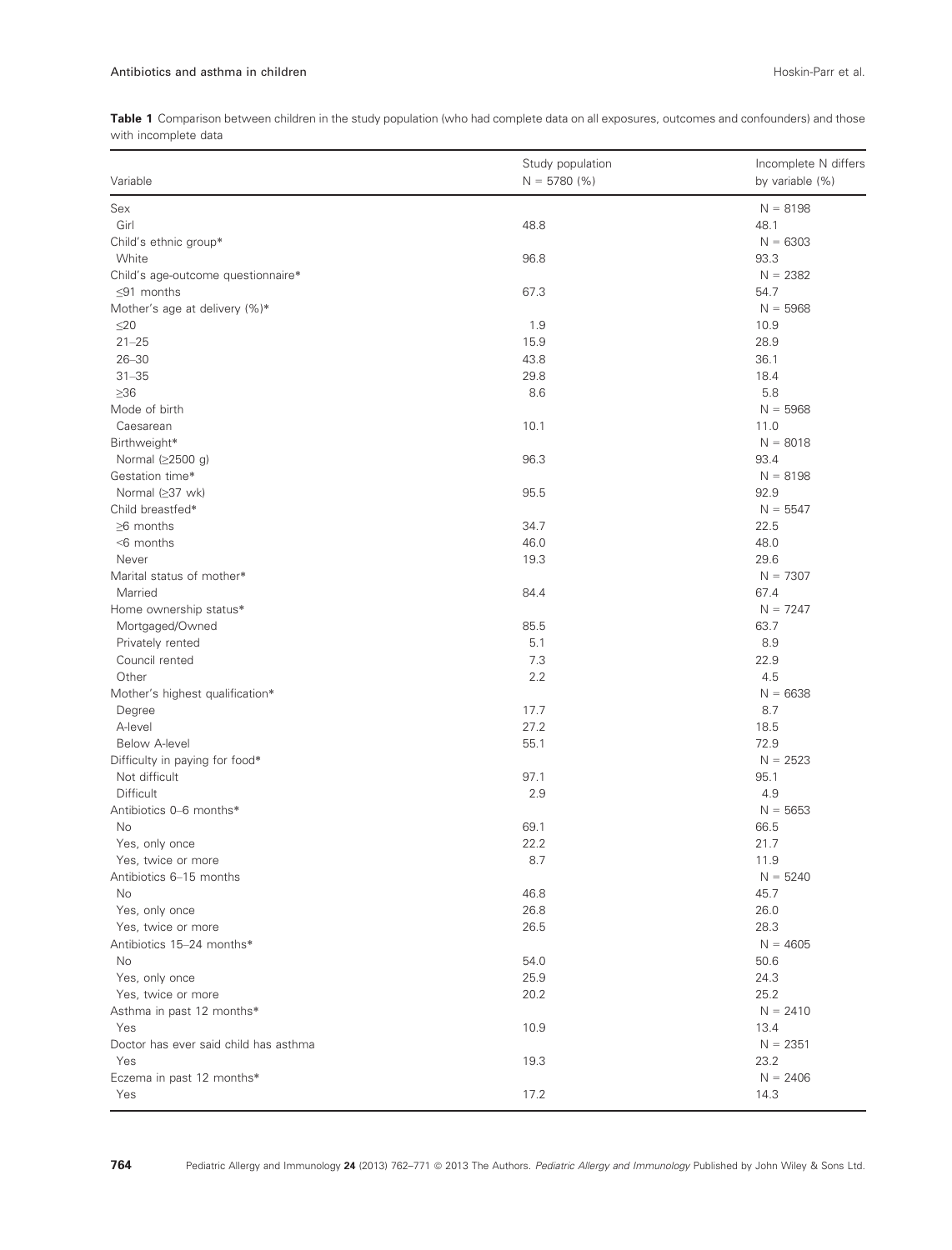**Table 1** Comparison between children in the study population (who had complete data on all exposures, outcomes and confounders) and those with incomplete data

| Variable | Study population N = 5780 (%) | Incomplete N differs by variable (%) |
|---|---|---|
| Sex | | N = 8198 |
| Girl | 48.8 | 48.1 |
| Child's ethnic group* | | N = 6303 |
| White | 96.8 | 93.3 |
| Child's age-outcome questionnaire* | | N = 2382 |
| ≤91 months | 67.3 | 54.7 |
| Mother's age at delivery (%)* | | N = 5968 |
| ≤20 | 1.9 | 10.9 |
| 21–25 | 15.9 | 28.9 |
| 26–30 | 43.8 | 36.1 |
| 31–35 | 29.8 | 18.4 |
| ≥36 | 8.6 | 5.8 |
| Mode of birth | | N = 5968 |
| Caesarean | 10.1 | 11.0 |
| Birthweight* | | N = 8018 |
| Normal (≥2500 g) | 96.3 | 93.4 |
| Gestation time* | | N = 8198 |
| Normal (≥37 wk) | 95.5 | 92.9 |
| Child breastfed* | | N = 5547 |
| ≥6 months | 34.7 | 22.5 |
| <6 months | 46.0 | 48.0 |
| Never | 19.3 | 29.6 |
| Marital status of mother* | | N = 7307 |
| Married | 84.4 | 67.4 |
| Home ownership status* | | N = 7247 |
| Mortgaged/Owned | 85.5 | 63.7 |
| Privately rented | 5.1 | 8.9 |
| Council rented | 7.3 | 22.9 |
| Other | 2.2 | 4.5 |
| Mother's highest qualification* | | N = 6638 |
| Degree | 17.7 | 8.7 |
| A-level | 27.2 | 18.5 |
| Below A-level | 55.1 | 72.9 |
| Difficulty in paying for food* | | N = 2523 |
| Not difficult | 97.1 | 95.1 |
| Difficult | 2.9 | 4.9 |
| Antibiotics 0–6 months* | | N = 5653 |
| No | 69.1 | 66.5 |
| Yes, only once | 22.2 | 21.7 |
| Yes, twice or more | 8.7 | 11.9 |
| Antibiotics 6–15 months | | N = 5240 |
| No | 46.8 | 45.7 |
| Yes, only once | 26.8 | 26.0 |
| Yes, twice or more | 26.5 | 28.3 |
| Antibiotics 15–24 months* | | N = 4605 |
| No | 54.0 | 50.6 |
| Yes, only once | 25.9 | 24.3 |
| Yes, twice or more | 20.2 | 25.2 |
| Asthma in past 12 months* | | N = 2410 |
| Yes | 10.9 | 13.4 |
| Doctor has ever said child has asthma | | N = 2351 |
| Yes | 19.3 | 23.2 |
| Eczema in past 12 months* | | N = 2406 |
| Yes | 17.2 | 14.3 |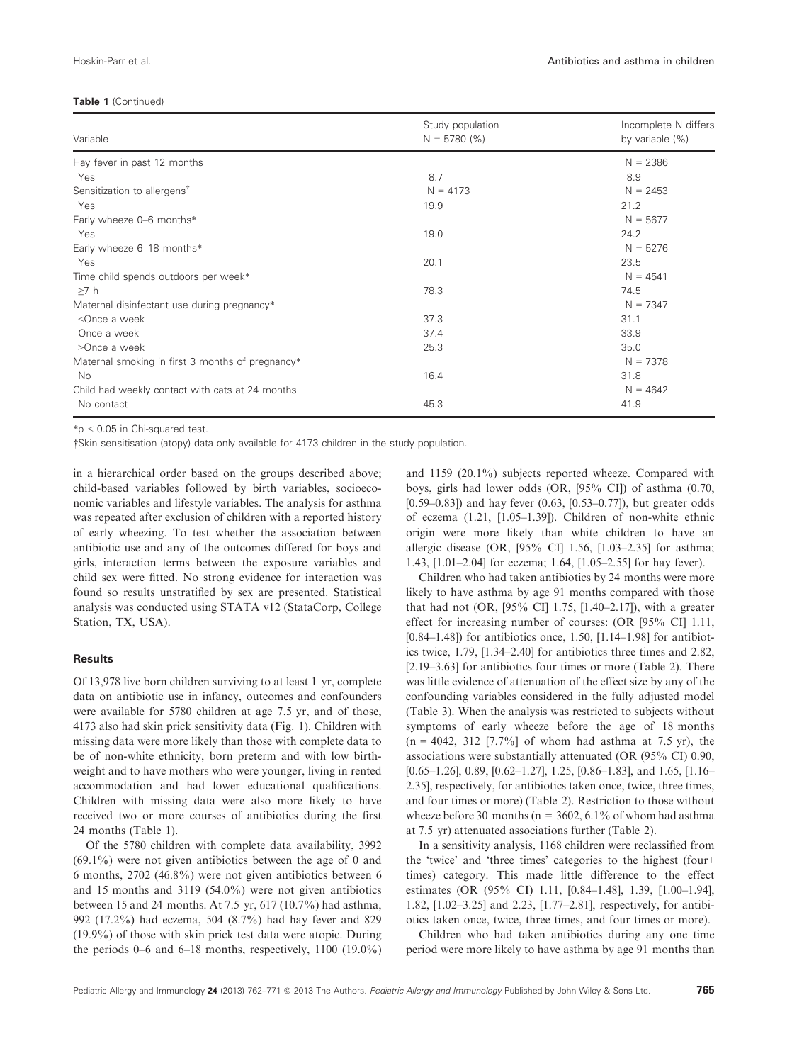**Table 1** (Continued)

| Variable | Study population N = 5780 (%) | Incomplete N differs by variable (%) |
|---|---|---|
| Hay fever in past 12 months | | N = 2386 |
| Yes | 8.7 | 8.9 |
| Sensitization to allergens† | N = 4173 | N = 2453 |
| Yes | 19.9 | 21.2 |
| Early wheeze 0–6 months* | | N = 5677 |
| Yes | 19.0 | 24.2 |
| Early wheeze 6–18 months* | | N = 5276 |
| Yes | 20.1 | 23.5 |
| Time child spends outdoors per week* | | N = 4541 |
| ≥7 h | 78.3 | 74.5 |
| Maternal disinfectant use during pregnancy* | | N = 7347 |
| <Once a week | 37.3 | 31.1 |
| Once a week | 37.4 | 33.9 |
| >Once a week | 25.3 | 35.0 |
| Maternal smoking in first 3 months of pregnancy* | | N = 7378 |
| No | 16.4 | 31.8 |
| Child had weekly contact with cats at 24 months | | N = 4642 |
| No contact | 45.3 | 41.9 |

*$p < 0.05$ in Chi-squared test.

†Skin sensitisation (atopy) data only available for 4173 children in the study population.

in a hierarchical order based on the groups described above; child-based variables followed by birth variables, socioeconomic variables and lifestyle variables. The analysis for asthma was repeated after exclusion of children with a reported history of early wheezing. To test whether the association between antibiotic use and any of the outcomes differed for boys and girls, interaction terms between the exposure variables and child sex were fitted. No strong evidence for interaction was found so results unstratified by sex are presented. Statistical analysis was conducted using STATA v12 (StataCorp, College Station, TX, USA).

## Results

Of 13,978 live born children surviving to at least 1 yr, complete data on antibiotic use in infancy, outcomes and confounders were available for 5780 children at age 7.5 yr, and of those, 4173 also had skin prick sensitivity data (Fig. 1). Children with missing data were more likely than those with complete data to be of non-white ethnicity, born preterm and with low birthweight and to have mothers who were younger, living in rented accommodation and had lower educational qualifications. Children with missing data were also more likely to have received two or more courses of antibiotics during the first 24 months (Table 1).

Of the 5780 children with complete data availability, 3992 (69.1%) were not given antibiotics between the age of 0 and 6 months, 2702 (46.8%) were not given antibiotics between 6 and 15 months and 3119 (54.0%) were not given antibiotics between 15 and 24 months. At 7.5 yr, 617 (10.7%) had asthma, 992 (17.2%) had eczema, 504 (8.7%) had hay fever and 829 (19.9%) of those with skin prick test data were atopic. During the periods 0–6 and 6–18 months, respectively, 1100 (19.0%) and 1159 (20.1%) subjects reported wheeze. Compared with boys, girls had lower odds (OR, [95% CI]) of asthma (0.70, [0.59–0.83]) and hay fever (0.63, [0.53–0.77]), but greater odds of eczema (1.21, [1.05–1.39]). Children of non-white ethnic origin were more likely than white children to have an allergic disease (OR, [95% CI] 1.56, [1.03–2.35] for asthma; 1.43, [1.01–2.04] for eczema; 1.64, [1.05–2.55] for hay fever).

Children who had taken antibiotics by 24 months were more likely to have asthma by age 91 months compared with those that had not (OR, [95% CI] 1.75, [1.40–2.17]), with a greater effect for increasing number of courses: (OR [95% CI] 1.11, [0.84–1.48]) for antibiotics once, 1.50, [1.14–1.98] for antibiotics twice, 1.79, [1.34–2.40] for antibiotics three times and 2.82, [2.19–3.63] for antibiotics four times or more (Table 2). There was little evidence of attenuation of the effect size by any of the confounding variables considered in the fully adjusted model (Table 3). When the analysis was restricted to subjects without symptoms of early wheeze before the age of 18 months (n = 4042, 312 [7.7%] of whom had asthma at 7.5 yr), the associations were substantially attenuated (OR (95% CI) 0.90, [0.65–1.26], 0.89, [0.62–1.27], 1.25, [0.86–1.83], and 1.65, [1.16–2.35], respectively, for antibiotics taken once, twice, three times, and four times or more) (Table 2). Restriction to those without wheeze before 30 months (n = 3602, 6.1% of whom had asthma at 7.5 yr) attenuated associations further (Table 2).

In a sensitivity analysis, 1168 children were reclassified from the 'twice' and 'three times' categories to the highest (four+ times) category. This made little difference to the effect estimates (OR (95% CI) 1.11, [0.84–1.48], 1.39, [1.00–1.94], 1.82, [1.02–3.25] and 2.23, [1.77–2.81], respectively, for antibiotics taken once, twice, three times, and four times or more).

Children who had taken antibiotics during any one time period were more likely to have asthma by age 91 months than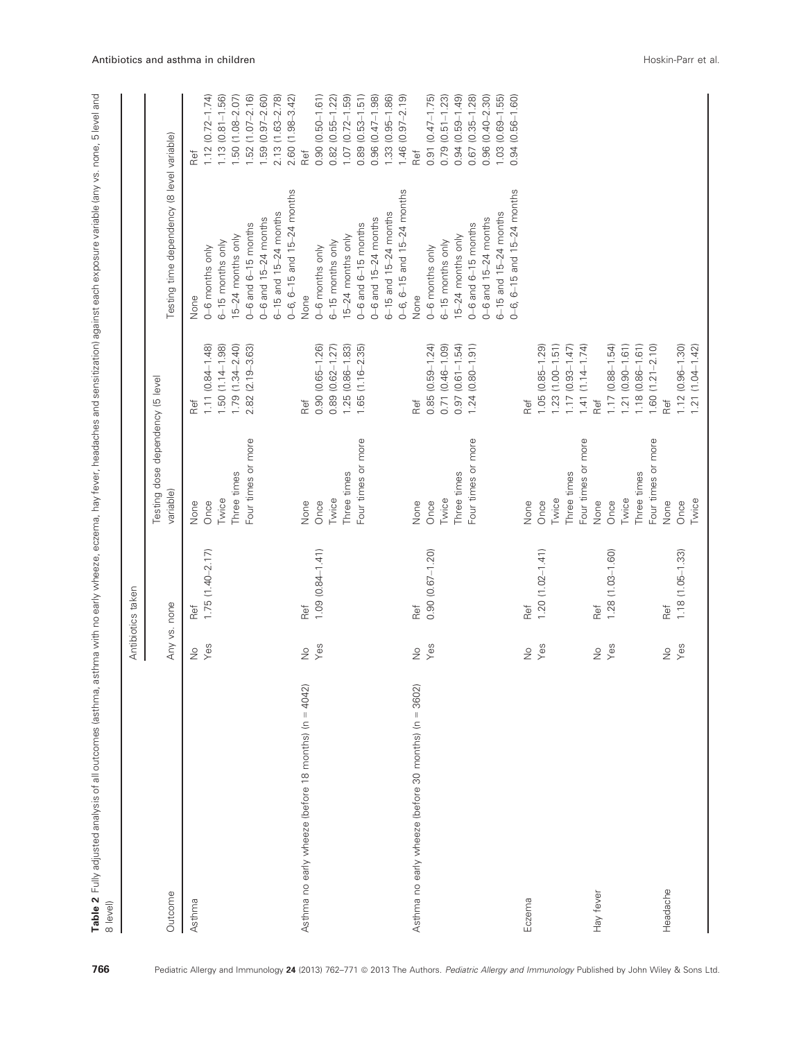**Table 2** Fully adjusted analysis of all outcomes (asthma, asthma with no early wheeze, eczema, hay fever, headaches and sensitization) against each exposure variable (any vs. none, 5 level and 8 level)

| Outcome | Antibiotics taken | | | | | |
|---|---|---|---|---|---|---|
| | Any vs. none | | Testing dose dependency (5 level variable) | | Testing time dependency (8 level variable) | |
| Asthma | No | Ref | None | Ref | None | Ref |
| | Yes | 1.75 (1.40–2.17) | Once | 1.11 (0.84–1.48) | 0–6 months only | 1.12 (0.72–1.74) |
| | | | Twice | 1.50 (1.14–1.98) | 6–15 months only | 1.13 (0.81–1.56) |
| | | | Three times | 1.79 (1.34–2.40) | 15–24 months only | 1.50 (1.08–2.07) |
| | | | Four times or more | 2.82 (2.19–3.63) | 0–6 and 6–15 months | 1.52 (1.07–2.16) |
| | | | | | 0–6 and 15–24 months | 1.59 (0.97–2.60) |
| | | | | | 6–15 and 15–24 months | 2.13 (1.63–2.78) |
| | | | | | 0–6, 6–15 and 15–24 months | 2.60 (1.98–3.42) |
| Asthma no early wheeze (before 18 months) (n = 4042) | No | Ref | None | Ref | None | Ref |
| | Yes | 1.09 (0.84–1.41) | Once | 0.90 (0.65–1.26) | 0–6 months only | 0.90 (0.50–1.61) |
| | | | Twice | 0.89 (0.62–1.27) | 6–15 months only | 0.82 (0.55–1.22) |
| | | | Three times | 1.25 (0.86–1.83) | 15–24 months only | 1.07 (0.72–1.59) |
| | | | Four times or more | 1.65 (1.16–2.35) | 0–6 and 6–15 months | 0.89 (0.53–1.51) |
| | | | | | 0–6 and 15–24 months | 0.96 (0.47–1.98) |
| | | | | | 6–15 and 15–24 months | 1.33 (0.95–1.86) |
| | | | | | 0–6, 6–15 and 15–24 months | 1.46 (0.97–2.19) |
| Asthma no early wheeze (before 30 months) (n = 3602) | No | Ref | None | Ref | None | Ref |
| | Yes | 0.90 (0.67–1.20) | Once | 0.85 (0.59–1.24) | 0–6 months only | 0.91 (0.47–1.75) |
| | | | Twice | 0.71 (0.46–1.09) | 6–15 months only | 0.79 (0.51–1.23) |
| | | | Three times | 0.97 (0.61–1.54) | 15–24 months only | 0.94 (0.59–1.49) |
| | | | Four times or more | 1.24 (0.80–1.91) | 0–6 and 6–15 months | 0.67 (0.35–1.28) |
| | | | | | 0–6 and 15–24 months | 0.96 (0.40–2.30) |
| | | | | | 6–15 and 15–24 months | 1.03 (0.69–1.55) |
| | | | | | 0–6, 6–15 and 15–24 months | 0.94 (0.56–1.60) |
| Eczema | No | Ref | None | Ref | | |
| | Yes | 1.20 (1.02–1.41) | Once | 1.05 (0.85–1.29) | | |
| | | | Twice | 1.23 (1.00–1.51) | | |
| | | | Three times | 1.17 (0.93–1.47) | | |
| | | | Four times or more | 1.41 (1.14–1.74) | | |
| Hay fever | No | Ref | None | Ref | | |
| | Yes | 1.28 (1.03–1.60) | Once | 1.17 (0.88–1.54) | | |
| | | | Twice | 1.21 (0.90–1.61) | | |
| | | | Three times | 1.18 (0.86–1.61) | | |
| | | | Four times or more | 1.60 (1.21–2.10) | | |
| Headache | No | Ref | None | Ref | | |
| | Yes | 1.18 (1.05–1.33) | Once | 1.12 (0.96–1.30) | | |
| | | | Twice | 1.21 (1.04–1.42) | | |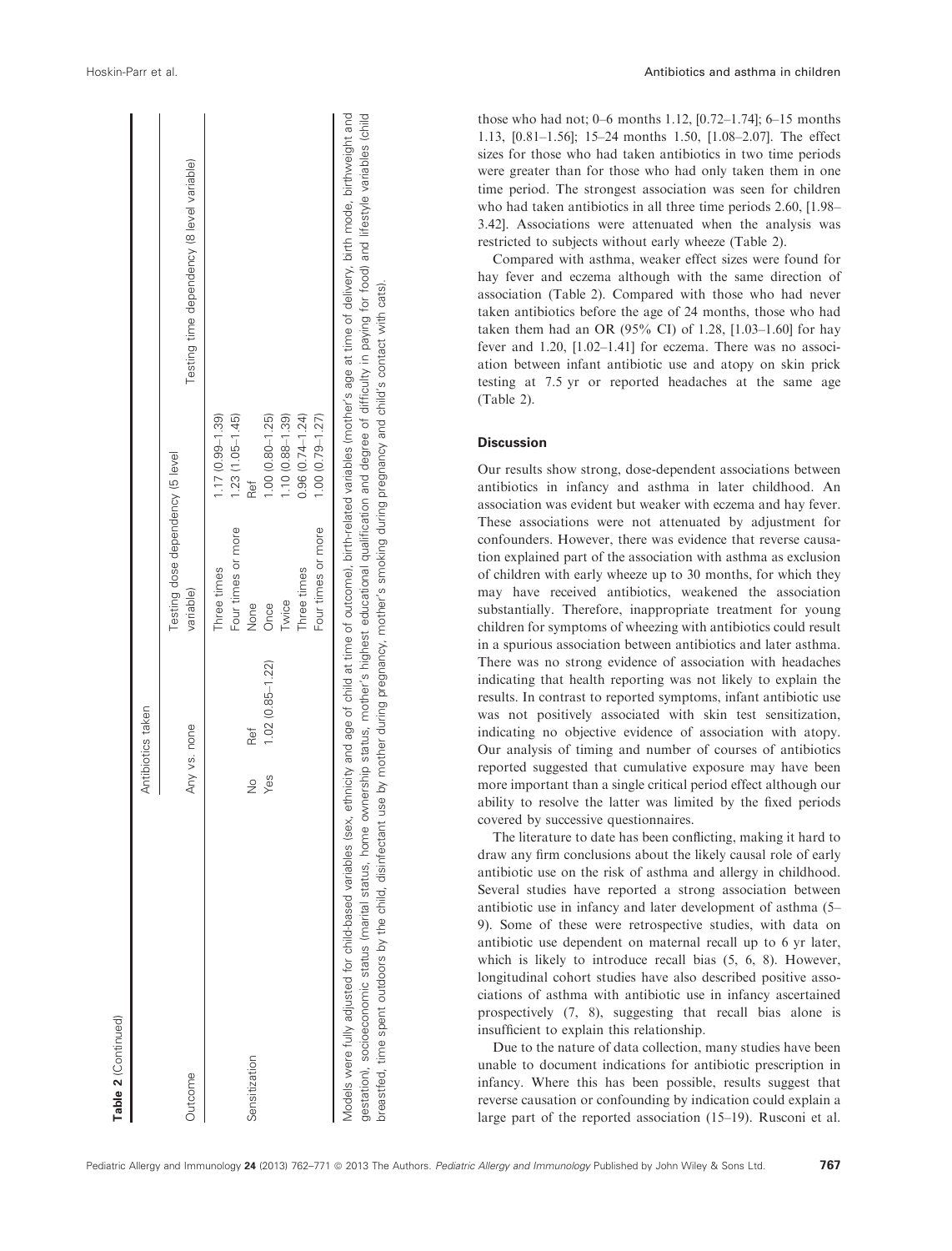**Table 2** (Continued)

| Outcome | Antibiotics taken | | | |
|---|---|---|---|---|
| | Any vs. none | | Testing dose dependency (5 level variable) | Testing time dependency (8 level variable) |
| | | | Three times 1.17 (0.99–1.39) | |
| | | | Four times or more 1.23 (1.05–1.45) | |
| Sensitization | No | Ref | None Ref | |
| | Yes | 1.02 (0.85–1.22) | Once 1.00 (0.80–1.25) | |
| | | | Twice 1.10 (0.88–1.39) | |
| | | | Three times 0.96 (0.74–1.24) | |
| | | | Four times or more 1.00 (0.79–1.27) | |

Models were fully adjusted for child-based variables (sex, ethnicity and age of child at time of outcome), birth-related variables (mother's age at time of delivery, birth mode, birthweight and gestation), socioeconomic status (marital status, home ownership status, mother's highest educational qualification and degree of difficulty in paying for food) and lifestyle variables (child breastfed, time spent outdoors by the child, disinfectant use by mother during pregnancy, mother's smoking during pregnancy and child's contact with cats).

those who had not; 0–6 months 1.12, [0.72–1.74]; 6–15 months 1.13, [0.81–1.56]; 15–24 months 1.50, [1.08–2.07]. The effect sizes for those who had taken antibiotics in two time periods were greater than for those who had only taken them in one time period. The strongest association was seen for children who had taken antibiotics in all three time periods 2.60, [1.98–3.42]. Associations were attenuated when the analysis was restricted to subjects without early wheeze (Table 2).

Compared with asthma, weaker effect sizes were found for hay fever and eczema although with the same direction of association (Table 2). Compared with those who had never taken antibiotics before the age of 24 months, those who had taken them had an OR (95% CI) of 1.28, [1.03–1.60] for hay fever and 1.20, [1.02–1.41] for eczema. There was no association between infant antibiotic use and atopy on skin prick testing at 7.5 yr or reported headaches at the same age (Table 2).

## Discussion

Our results show strong, dose-dependent associations between antibiotics in infancy and asthma in later childhood. An association was evident but weaker with eczema and hay fever. These associations were not attenuated by adjustment for confounders. However, there was evidence that reverse causation explained part of the association with asthma as exclusion of children with early wheeze up to 30 months, for which they may have received antibiotics, weakened the association substantially. Therefore, inappropriate treatment for young children for symptoms of wheezing with antibiotics could result in a spurious association between antibiotics and later asthma. There was no strong evidence of association with headaches indicating that health reporting was not likely to explain the results. In contrast to reported symptoms, infant antibiotic use was not positively associated with skin test sensitization, indicating no objective evidence of association with atopy. Our analysis of timing and number of courses of antibiotics reported suggested that cumulative exposure may have been more important than a single critical period effect although our ability to resolve the latter was limited by the fixed periods covered by successive questionnaires.

The literature to date has been conflicting, making it hard to draw any firm conclusions about the likely causal role of early antibiotic use on the risk of asthma and allergy in childhood. Several studies have reported a strong association between antibiotic use in infancy and later development of asthma (5–9). Some of these were retrospective studies, with data on antibiotic use dependent on maternal recall up to 6 yr later, which is likely to introduce recall bias (5, 6, 8). However, longitudinal cohort studies have also described positive associations of asthma with antibiotic use in infancy ascertained prospectively (7, 8), suggesting that recall bias alone is insufficient to explain this relationship.

Due to the nature of data collection, many studies have been unable to document indications for antibiotic prescription in infancy. Where this has been possible, results suggest that reverse causation or confounding by indication could explain a large part of the reported association (15–19). Rusconi et al.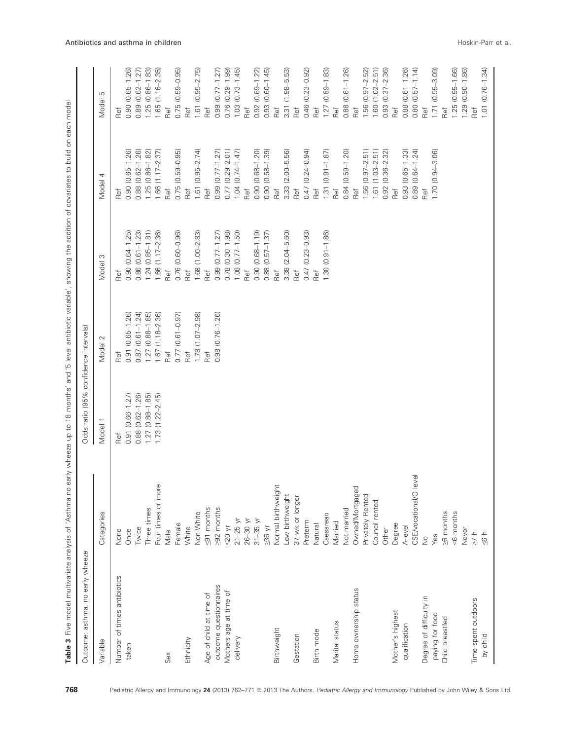**Table 3** Five model multivariate analysis of 'Asthma no early wheeze up to 18 months' and '5 level antibiotic variable', showing the addition of covariates to build on each model

| Outcome: asthma, no early wheeze | | Odds ratio (95% confidence intervals) | | | | |
|---|---|---|---|---|---|---|
| Variable | Categories | Model 1 | Model 2 | Model 3 | Model 4 | Model 5 |
| Number of times antibiotics taken | None | Ref | Ref | Ref | Ref | Ref |
| | Once | 0.91 (0.66–1.27) | 0.91 (0.65–1.26) | 0.90 (0.64–1.25) | 0.90 (0.65–1.26) | 0.90 (0.65–1.26) |
| | Twice | 0.88 (0.62–1.26) | 0.87 (0.61–1.24) | 0.86 (0.61–1.23) | 0.88 (0.62–1.26) | 0.89 (0.62–1.27) |
| | Three times | 1.27 (0.88–1.85) | 1.27 (0.88–1.85) | 1.24 (0.85–1.81) | 1.25 (0.86–1.82) | 1.25 (0.86–1.83) |
| | Four times or more | 1.73 (1.22–2.45) | 1.67 (1.18–2.36) | 1.66 (1.17–2.36) | 1.66 (1.17–2.37) | 1.65 (1.16–2.35) |
| Sex | Male | | Ref | Ref | Ref | Ref |
| | Female | | 0.77 (0.61–0.97) | 0.76 (0.60–0.96) | 0.75 (0.59–0.95) | 0.75 (0.59–0.95) |
| Ethnicity | White | | Ref | Ref | Ref | Ref |
| | Non-White | | 1.78 (1.07–2.98) | 1.68 (1.00–2.83) | 1.61 (0.95–2.74) | 1.61 (0.95–2.75) |
| Age of child at time of outcome questionnaires | ≤91 months | | Ref | Ref | Ref | Ref |
| | ≥92 months | | 0.98 (0.76–1.26) | 0.99 (0.77–1.27) | 0.99 (0.77–1.27) | 0.99 (0.77–1.27) |
| Mothers age at time of delivery | ≤20 yr | | | 0.78 (0.30–1.98) | 0.77 (0.29–2.01) | 0.76 (0.29–1.99) |
| | 21–25 yr | | | 1.08 (0.77–1.50) | 1.04 (0.74–1.47) | 1.03 (0.73–1.45) |
| | 26–30 yr | | | Ref | Ref | Ref |
| | 31–35 yr | | | 0.90 (0.68–1.19) | 0.90 (0.68–1.20) | 0.92 (0.69–1.22) |
| | ≥36 yr | | | 0.88 (0.57–1.37) | 0.90 (0.58–1.39) | 0.93 (0.60–1.45) |
| Birthweight | Normal birthweight | | | Ref | Ref | Ref |
| | Low birthweight | | | 3.38 (2.04–5.60) | 3.33 (2.00–5.56) | 3.31 (1.98–5.53) |
| Gestation | 37 wk or longer | | | Ref | Ref | Ref |
| | Preterm | | | 0.47 (0.23–0.93) | 0.47 (0.24–0.94) | 0.46 (0.23–0.92) |
| Birth mode | Natural | | | Ref | Ref | Ref |
| | Caesarean | | | 1.30 (0.91–1.86) | 1.31 (0.91–1.87) | 1.27 (0.89–1.83) |
| Marital status | Married | | | | Ref | Ref |
| | Not married | | | | 0.84 (0.59–1.20) | 0.88 (0.61–1.26) |
| Home ownership status | Owned/Mortgaged | | | | Ref | Ref |
| | Privately Rented | | | | 1.56 (0.97–2.51) | 1.56 (0.97–2.52) |
| | Council rented | | | | 1.61 (1.03–2.51) | 1.60 (1.02–2.51) |
| | Other | | | | 0.92 (0.36–2.32) | 0.93 (0.37–2.36) |
| Mother's highest qualification | Degree | | | | Ref | Ref |
| | A-level | | | | 0.93 (0.65–1.33) | 0.88 (0.61–1.26) |
| | CSE/vocational/O level | | | | 0.89 (0.64–1.24) | 0.80 (0.57–1.14) |
| Degree of difficulty in paying for food | No | | | | Ref | Ref |
| | Yes | | | | 1.70 (0.94–3.06) | 1.71 (0.95–3.09) |
| Child breastfed | ≥6 months | | | | | Ref |
| | <6 months | | | | | 1.25 (0.95–1.66) |
| | Never | | | | | 1.29 (0.90–1.86) |
| Time spent outdoors by child | ≥7 h | | | | | Ref |
| | ≤6 h | | | | | 1.01 (0.76–1.34) |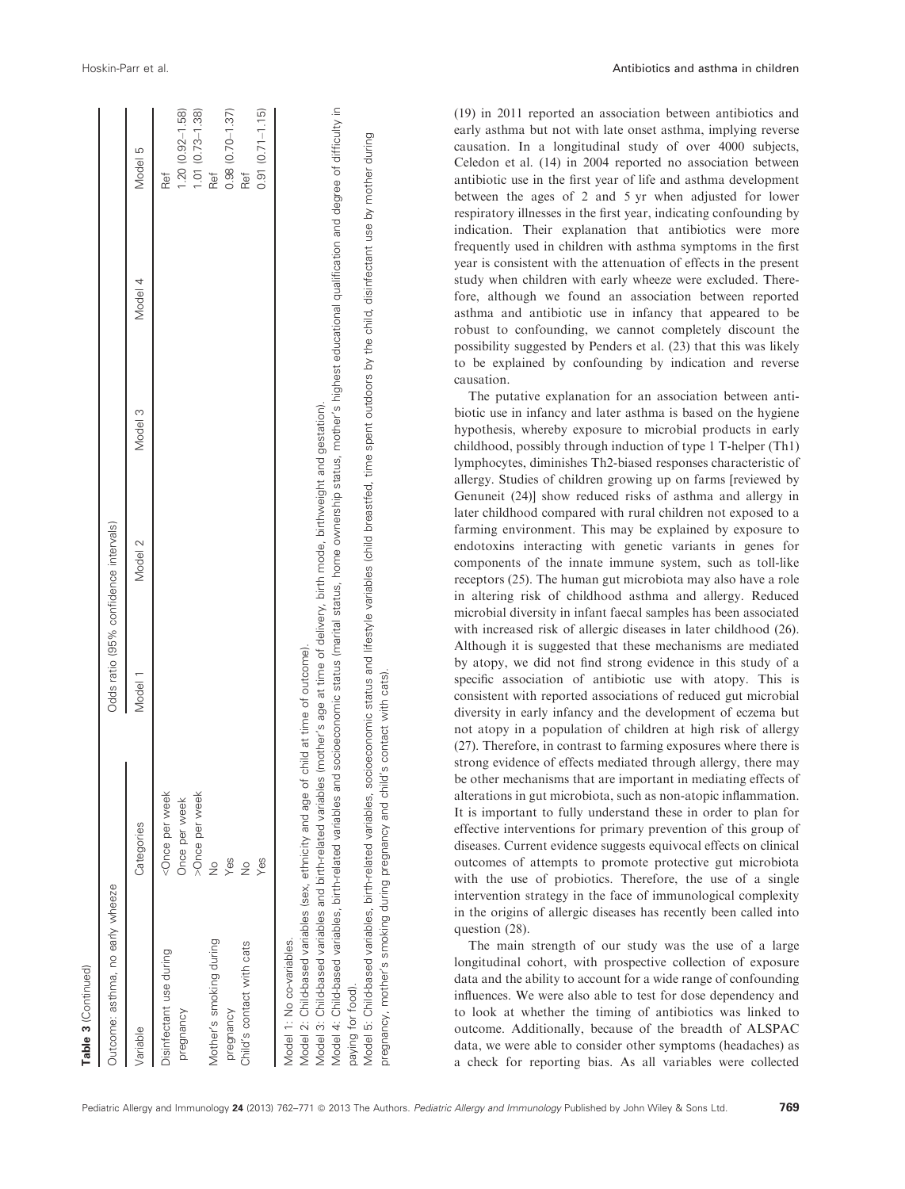**Table 3** (Continued)

| Outcome: asthma, no early wheeze | | Odds ratio (95% confidence intervals) | | | | |
|---|---|---|---|---|---|---|
| Variable | Categories | Model 1 | Model 2 | Model 3 | Model 4 | Model 5 |
| Disinfectant use during pregnancy | <Once per week | | | | | Ref |
| | Once per week | | | | | 1.20 (0.92–1.58) |
| | >Once per week | | | | | 1.01 (0.73–1.38) |
| Mother's smoking during pregnancy | No | | | | | Ref |
| | Yes | | | | | 0.98 (0.70–1.37) |
| Child's contact with cats | No | | | | | Ref |
| | Yes | | | | | 0.91 (0.71–1.15) |

Model 1: No co-variables.

Model 2: Child-based variables (sex, ethnicity and age of child at time of outcome).

Model 3: Child-based variables and birth-related variables (mother's age at time of delivery, birth mode, birthweight and gestation).

Model 4: Child-based variables, birth-related variables and socioeconomic status (marital status, home ownership status, mother's highest educational qualification and degree of difficulty in paying for food).

Model 5: Child-based variables, birth-related variables, socioeconomic status and lifestyle variables (child breastfed, time spent outdoors by the child, disinfectant use by mother during pregnancy, mother's smoking during pregnancy and child's contact with cats).

(19) in 2011 reported an association between antibiotics and early asthma but not with late onset asthma, implying reverse causation. In a longitudinal study of over 4000 subjects, Celedon et al. (14) in 2004 reported no association between antibiotic use in the first year of life and asthma development between the ages of 2 and 5 yr when adjusted for lower respiratory illnesses in the first year, indicating confounding by indication. Their explanation that antibiotics were more frequently used in children with asthma symptoms in the first year is consistent with the attenuation of effects in the present study when children with early wheeze were excluded. Therefore, although we found an association between reported asthma and antibiotic use in infancy that appeared to be robust to confounding, we cannot completely discount the possibility suggested by Penders et al. (23) that this was likely to be explained by confounding by indication and reverse causation.

The putative explanation for an association between antibiotic use in infancy and later asthma is based on the hygiene hypothesis, whereby exposure to microbial products in early childhood, possibly through induction of type 1 T-helper (Th1) lymphocytes, diminishes Th2-biased responses characteristic of allergy. Studies of children growing up on farms [reviewed by Genuneit (24)] show reduced risks of asthma and allergy in later childhood compared with rural children not exposed to a farming environment. This may be explained by exposure to endotoxins interacting with genetic variants in genes for components of the innate immune system, such as toll-like receptors (25). The human gut microbiota may also have a role in altering risk of childhood asthma and allergy. Reduced microbial diversity in infant faecal samples has been associated with increased risk of allergic diseases in later childhood (26). Although it is suggested that these mechanisms are mediated by atopy, we did not find strong evidence in this study of a specific association of antibiotic use with atopy. This is consistent with reported associations of reduced gut microbial diversity in early infancy and the development of eczema but not atopy in a population of children at high risk of allergy (27). Therefore, in contrast to farming exposures where there is strong evidence of effects mediated through allergy, there may be other mechanisms that are important in mediating effects of alterations in gut microbiota, such as non-atopic inflammation. It is important to fully understand these in order to plan for effective interventions for primary prevention of this group of diseases. Current evidence suggests equivocal effects on clinical outcomes of attempts to promote protective gut microbiota with the use of probiotics. Therefore, the use of a single intervention strategy in the face of immunological complexity in the origins of allergic diseases has recently been called into question (28).

The main strength of our study was the use of a large longitudinal cohort, with prospective collection of exposure data and the ability to account for a wide range of confounding influences. We were also able to test for dose dependency and to look at whether the timing of antibiotics was linked to outcome. Additionally, because of the breadth of ALSPAC data, we were able to consider other symptoms (headaches) as a check for reporting bias. As all variables were collected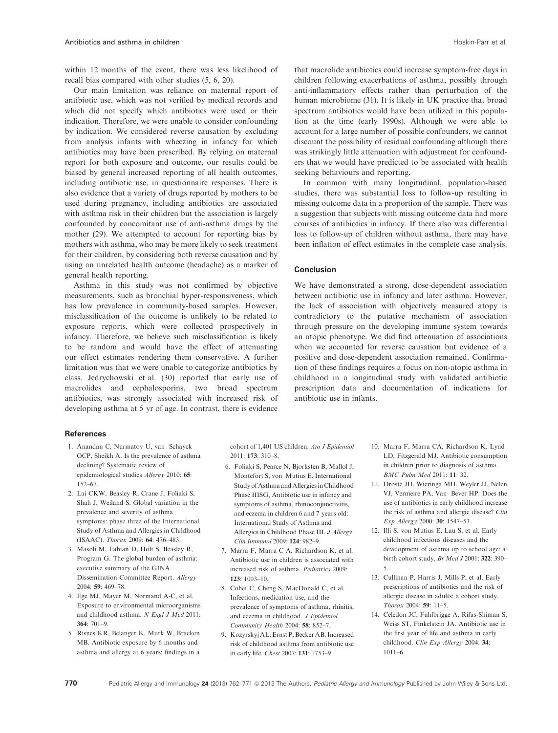within 12 months of the event, there was less likelihood of recall bias compared with other studies (5, 6, 20).

Our main limitation was reliance on maternal report of antibiotic use, which was not verified by medical records and which did not specify which antibiotics were used or their indication. Therefore, we were unable to consider confounding by indication. We considered reverse causation by excluding from analysis infants with wheezing in infancy for which antibiotics may have been prescribed. By relying on maternal report for both exposure and outcome, our results could be biased by general increased reporting of all health outcomes, including antibiotic use, in questionnaire responses. There is also evidence that a variety of drugs reported by mothers to be used during pregnancy, including antibiotics are associated with asthma risk in their children but the association is largely confounded by concomitant use of anti-asthma drugs by the mother (29). We attempted to account for reporting bias by mothers with asthma, who may be more likely to seek treatment for their children, by considering both reverse causation and by using an unrelated health outcome (headache) as a marker of general health reporting.

Asthma in this study was not confirmed by objective measurements, such as bronchial hyper-responsiveness, which has low prevalence in community-based samples. However, misclassification of the outcome is unlikely to be related to exposure reports, which were collected prospectively in infancy. Therefore, we believe such misclassification is likely to be random and would have the effect of attenuating our effect estimates rendering them conservative. A further limitation was that we were unable to categorize antibiotics by class. Jedrychowski et al. (30) reported that early use of macrolides and cephalosporins, two broad spectrum antibiotics, was strongly associated with increased risk of developing asthma at 5 yr of age. In contrast, there is evidence that macrolide antibiotics could increase symptom-free days in children following exacerbations of asthma, possibly through anti-inflammatory effects rather than perturbation of the human microbiome (31). It is likely in UK practice that broad spectrum antibiotics would have been utilized in this population at the time (early 1990s). Although we were able to account for a large number of possible confounders, we cannot discount the possibility of residual confounding although there was strikingly little attenuation with adjustment for confounders that we would have predicted to be associated with health seeking behaviours and reporting.

In common with many longitudinal, population-based studies, there was substantial loss to follow-up resulting in missing outcome data in a proportion of the sample. There was a suggestion that subjects with missing outcome data had more courses of antibiotics in infancy. If there also was differential loss to follow-up of children without asthma, there may have been inflation of effect estimates in the complete case analysis.

## Conclusion

We have demonstrated a strong, dose-dependent association between antibiotic use in infancy and later asthma. However, the lack of association with objectively measured atopy is contradictory to the putative mechanism of association through pressure on the developing immune system towards an atopic phenotype. We did find attenuation of associations when we accounted for reverse causation but evidence of a positive and dose-dependent association remained. Confirmation of these findings requires a focus on non-atopic asthma in childhood in a longitudinal study with validated antibiotic prescription data and documentation of indications for antibiotic use in infants.

## References

1. Anandan C, Nurmatov U, van Schayck OCP, Sheikh A. Is the prevalence of asthma declining? Systematic review of epidemiological studies *Allergy* 2010: **65**: 152–67.
2. Lai CKW, Beasley R, Crane J, Foliaki S, Shah J, Weiland S. Global variation in the prevalence and severity of asthma symptoms: phase three of the International Study of Asthma and Allergies in Childhood (ISAAC). *Thorax* 2009: **64**: 476–483.
3. Masoli M, Fabian D, Holt S, Beasley R, Program G. The global burden of asthma: executive summary of the GINA Dissemination Committee Report. *Allergy* 2004: **59**: 469–78.
4. Ege MJ, Mayer M, Normand A-C, et al. Exposure to environmental microorganisms and childhood asthma. *N Engl J Med* 2011: **364**: 701–9.
5. Risnes KR, Belanger K, Murk W, Bracken MB. Antibiotic exposure by 6 months and asthma and allergy at 6 years: findings in a cohort of 1,401 US children. *Am J Epidemiol* 2011: **173**: 310–8.
6. Foliaki S, Pearce N, Bjorksten B, Mallol J, Montefort S, von Mutius E. International Study of Asthma and Allergies in Childhood Phase IIISG, Antibiotic use in infancy and symptoms of asthma, rhinoconjunctivitis, and eczema in children 6 and 7 years old: International Study of Asthma and Allergies in Childhood Phase III. *J Allergy Clin Immunol* 2009: **124**: 982–9.
7. Marra F, Marra C A, Richardson K, et al. Antibiotic use in children is associated with increased risk of asthma. *Pediatrics* 2009: **123**: 1003–10.
8. Cohet C, Cheng S, MacDonald C, et al. Infections, medication use, and the prevalence of symptoms of asthma, rhinitis, and eczema in childhood. *J Epidemiol Community Health* 2004: **58**: 852–7.
9. Kozyrskyj AL, Ernst P, Becker AB. Increased risk of childhood asthma from antibiotic use in early life. *Chest* 2007: **131**: 1753–9.
10. Marra F, Marra CA, Richardson K, Lynd LD, Fitzgerald MJ. Antibiotic consumption in children prior to diagnosis of asthma. *BMC Pulm Med* 2011: **11**: 32.
11. Droste JH, Wieringa MH, Weyler JJ, Nelen VJ, Vermeire PA, Van Bever HP. Does the use of antibiotics in early childhood increase the risk of asthma and allergic disease? *Clin Exp Allergy* 2000: **30**: 1547–53.
12. Illi S, von Mutius E, Lau S, et al. Early childhood infectious diseases and the development of asthma up to school age: a birth cohort study. *Br Med J* 2001: **322**: 390–5.
13. Cullinan P, Harris J, Mills P, et al. Early prescriptions of antibiotics and the risk of allergic disease in adults: a cohort study. *Thorax* 2004: **59**: 11–5.
14. Celedon JC, Fuhlbrigge A, Rifas-Shiman S, Weiss ST, Finkelstein JA. Antibiotic use in the first year of life and asthma in early childhood. *Clin Exp Allergy* 2004: **34**: 1011–6.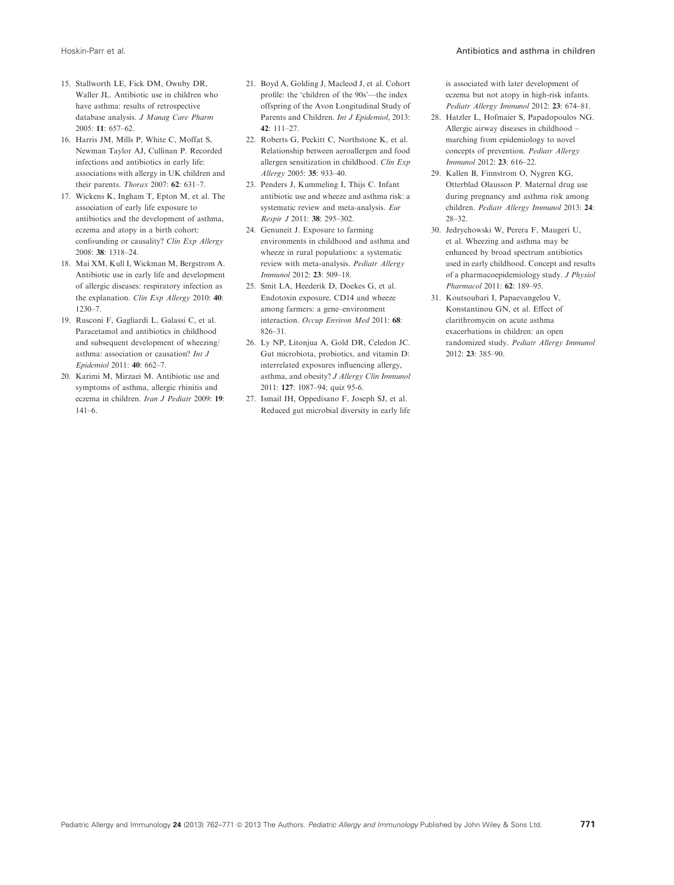15. Stallworth LE, Fick DM, Ownby DR, Waller JL. Antibiotic use in children who have asthma: results of retrospective database analysis. *J Manag Care Pharm* 2005: **11**: 657–62.
16. Harris JM, Mills P, White C, Moffat S, Newman Taylor AJ, Cullinan P. Recorded infections and antibiotics in early life: associations with allergy in UK children and their parents. *Thorax* 2007: **62**: 631–7.
17. Wickens K, Ingham T, Epton M, et al. The association of early life exposure to antibiotics and the development of asthma, eczema and atopy in a birth cohort: confounding or causality? *Clin Exp Allergy* 2008: **38**: 1318–24.
18. Mai XM, Kull I, Wickman M, Bergstrom A. Antibiotic use in early life and development of allergic diseases: respiratory infection as the explanation. *Clin Exp Allergy* 2010: **40**: 1230–7.
19. Rusconi F, Gagliardi L, Galassi C, et al. Paracetamol and antibiotics in childhood and subsequent development of wheezing/asthma: association or causation? *Int J Epidemiol* 2011: **40**: 662–7.
20. Karimi M, Mirzaei M. Antibiotic use and symptoms of asthma, allergic rhinitis and eczema in children. *Iran J Pediatr* 2009: **19**: 141–6.
21. Boyd A, Golding J, Macleod J, et al. Cohort profile: the 'children of the 90s'—the index offspring of the Avon Longitudinal Study of Parents and Children. *Int J Epidemiol*, 2013: **42**: 111–27.
22. Roberts G, Peckitt C, Northstone K, et al. Relationship between aeroallergen and food allergen sensitization in childhood. *Clin Exp Allergy* 2005: **35**: 933–40.
23. Penders J, Kummeling I, Thijs C. Infant antibiotic use and wheeze and asthma risk: a systematic review and meta-analysis. *Eur Respir J* 2011: **38**: 295–302.
24. Genuneit J. Exposure to farming environments in childhood and asthma and wheeze in rural populations: a systematic review with meta-analysis. *Pediatr Allergy Immunol* 2012: **23**: 509–18.
25. Smit LA, Heederik D, Doekes G, et al. Endotoxin exposure, CD14 and wheeze among farmers: a gene–environment interaction. *Occup Environ Med* 2011: **68**: 826–31.
26. Ly NP, Litonjua A, Gold DR, Celedon JC. Gut microbiota, probiotics, and vitamin D: interrelated exposures influencing allergy, asthma, and obesity? *J Allergy Clin Immunol* 2011: **127**: 1087–94; quiz 95-6.
27. Ismail IH, Oppedisano F, Joseph SJ, et al. Reduced gut microbial diversity in early life is associated with later development of eczema but not atopy in high-risk infants. *Pediatr Allergy Immunol* 2012: **23**: 674–81.
28. Hatzler L, Hofmaier S, Papadopoulos NG. Allergic airway diseases in childhood – marching from epidemiology to novel concepts of prevention. *Pediatr Allergy Immunol* 2012: **23**: 616–22.
29. Kallen B, Finnstrom O, Nygren KG, Otterblad Olausson P. Maternal drug use during pregnancy and asthma risk among children. *Pediatr Allergy Immunol* 2013: **24**: 28–32.
30. Jedrychowski W, Perera F, Maugeri U, et al. Wheezing and asthma may be enhanced by broad spectrum antibiotics used in early childhood. Concept and results of a pharmacoepidemiology study. *J Physiol Pharmacol* 2011: **62**: 189–95.
31. Koutsoubari I, Papaevangelou V, Konstantinou GN, et al. Effect of clarithromycin on acute asthma exacerbations in children: an open randomized study. *Pediatr Allergy Immunol* 2012: **23**: 385–90.